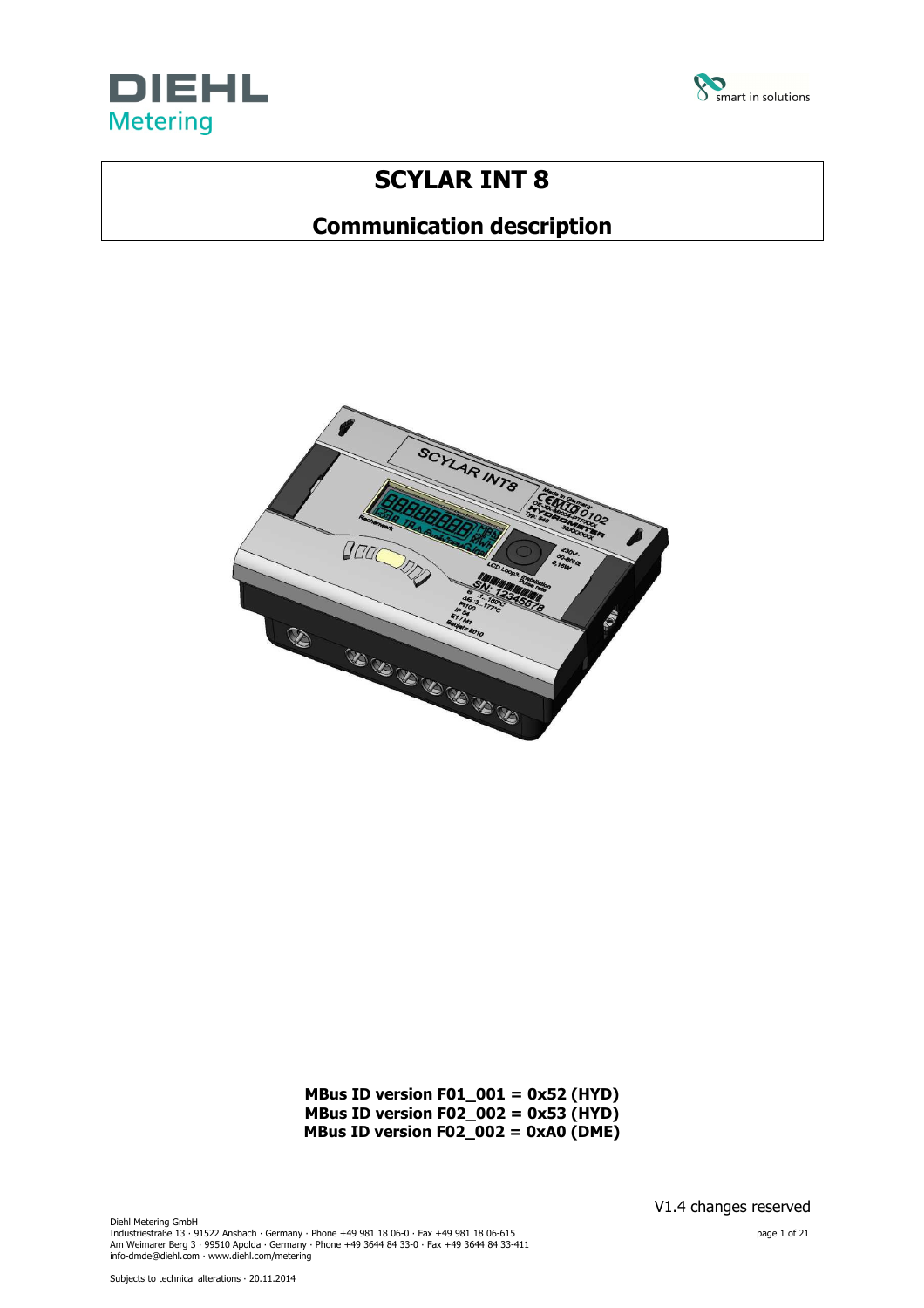DIEHL Metering

smart in solutions

# SCYLAR INT 8

## Communication description

**MBus ID version F01_001 = 0x52 (HYD)**
**MBus ID version F02_002 = 0x53 (HYD)**
**MBus ID version F02_002 = 0xA0 (DME)**

V1.4 changes reserved

Diehl Metering GmbH
Industriestraße 13 · 91522 Ansbach · Germany · Phone +49 981 18 06-0 · Fax +49 981 18 06-615
Am Weimarer Berg 3 · 99510 Apolda · Germany · Phone +49 3644 84 33-0 · Fax +49 3644 84 33-411
info-dmde@diehl.com · www.diehl.com/metering

Subjects to technical alterations · 20.11.2014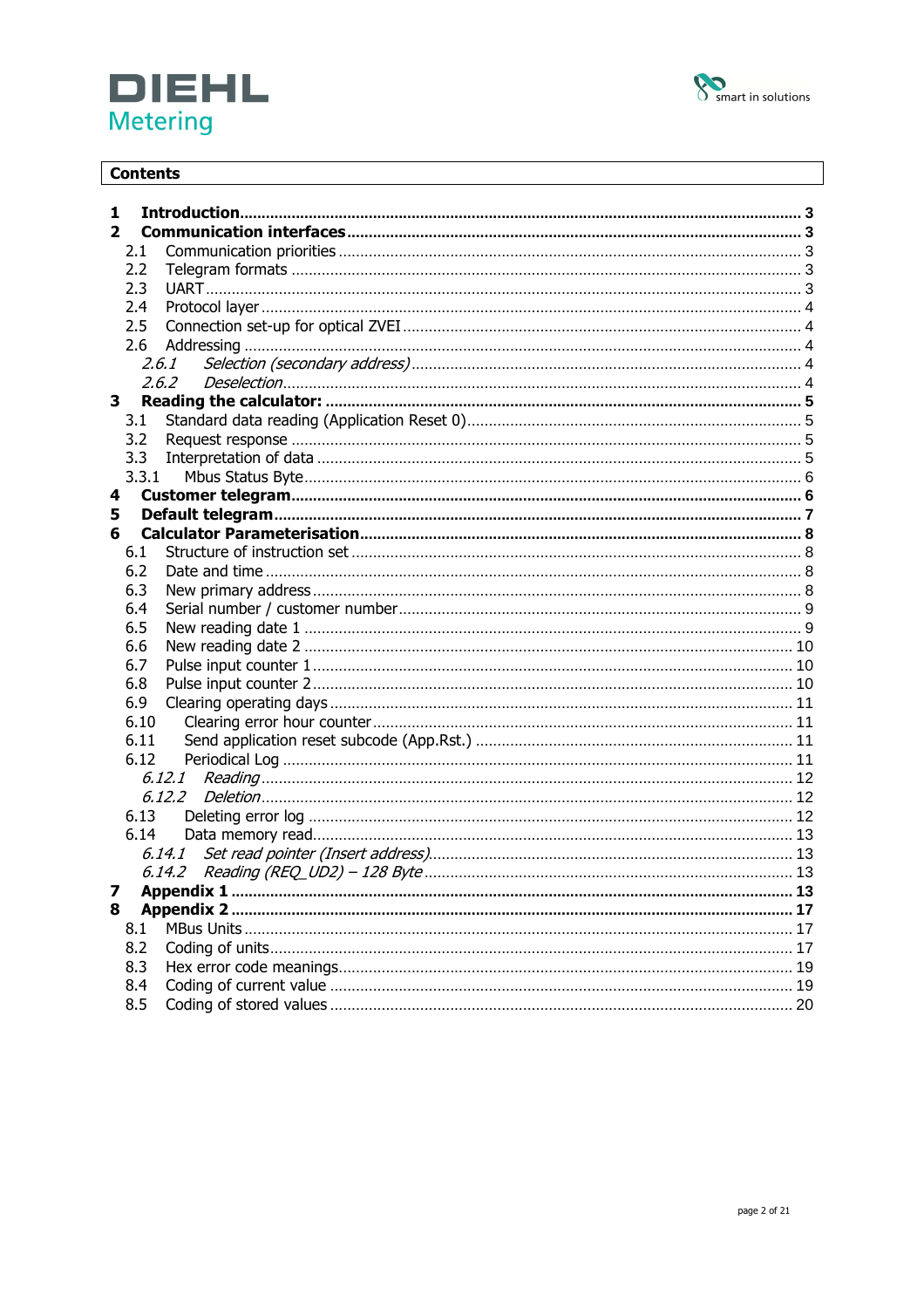## Contents

**1 Introduction** ........ 3
**2 Communication interfaces** ........ 3
- 2.1 Communication priorities ........ 3
- 2.2 Telegram formats ........ 3
- 2.3 UART ........ 3
- 2.4 Protocol layer ........ 4
- 2.5 Connection set-up for optical ZVEI ........ 4
- 2.6 Addressing ........ 4
  - *2.6.1 Selection (secondary address)* ........ 4
  - *2.6.2 Deselection* ........ 4

**3 Reading the calculator:** ........ 5
- 3.1 Standard data reading (Application Reset 0) ........ 5
- 3.2 Request response ........ 5
- 3.3 Interpretation of data ........ 5
- 3.3.1 Mbus Status Byte ........ 6

**4 Customer telegram** ........ 6
**5 Default telegram** ........ 7
**6 Calculator Parameterisation** ........ 8
- 6.1 Structure of instruction set ........ 8
- 6.2 Date and time ........ 8
- 6.3 New primary address ........ 8
- 6.4 Serial number / customer number ........ 9
- 6.5 New reading date 1 ........ 9
- 6.6 New reading date 2 ........ 10
- 6.7 Pulse input counter 1 ........ 10
- 6.8 Pulse input counter 2 ........ 10
- 6.9 Clearing operating days ........ 11
- 6.10 Clearing error hour counter ........ 11
- 6.11 Send application reset subcode (App.Rst.) ........ 11
- 6.12 Periodical Log ........ 11
  - *6.12.1 Reading* ........ 12
  - *6.12.2 Deletion* ........ 12
- 6.13 Deleting error log ........ 12
- 6.14 Data memory read ........ 13
  - *6.14.1 Set read pointer (Insert address)* ........ 13
  - *6.14.2 Reading (REQ_UD2) – 128 Byte* ........ 13

**7 Appendix 1** ........ 13
**8 Appendix 2** ........ 17
- 8.1 MBus Units ........ 17
- 8.2 Coding of units ........ 17
- 8.3 Hex error code meanings ........ 19
- 8.4 Coding of current value ........ 19
- 8.5 Coding of stored values ........ 20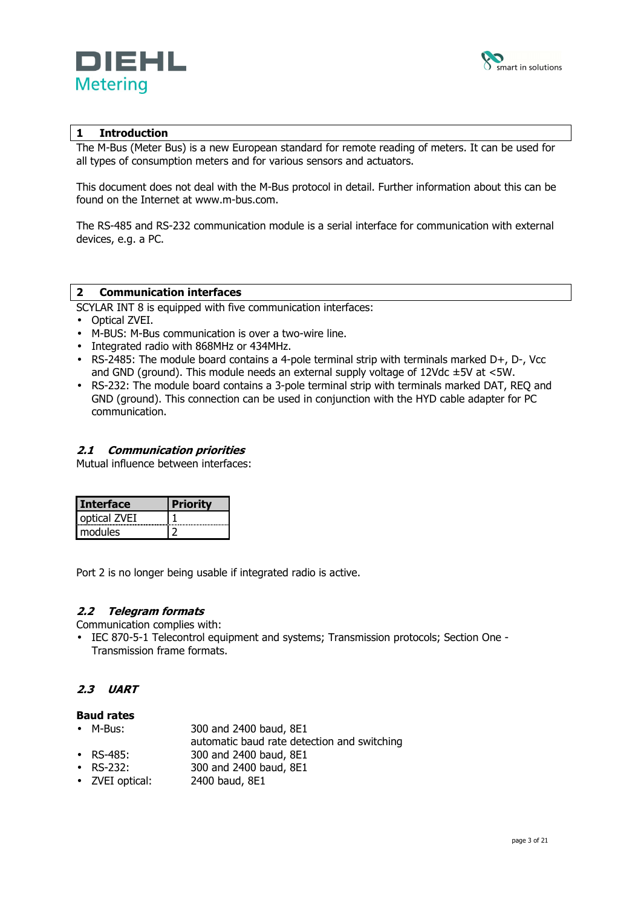# 1 Introduction

The M-Bus (Meter Bus) is a new European standard for remote reading of meters. It can be used for all types of consumption meters and for various sensors and actuators.

This document does not deal with the M-Bus protocol in detail. Further information about this can be found on the Internet at www.m-bus.com.

The RS-485 and RS-232 communication module is a serial interface for communication with external devices, e.g. a PC.

# 2 Communication interfaces

SCYLAR INT 8 is equipped with five communication interfaces:

- Optical ZVEI.
- M-BUS: M-Bus communication is over a two-wire line.
- Integrated radio with 868MHz or 434MHz.
- RS-2485: The module board contains a 4-pole terminal strip with terminals marked D+, D-, Vcc and GND (ground). This module needs an external supply voltage of 12Vdc ±5V at <5W.
- RS-232: The module board contains a 3-pole terminal strip with terminals marked DAT, REQ and GND (ground). This connection can be used in conjunction with the HYD cable adapter for PC communication.

## *2.1 Communication priorities*

Mutual influence between interfaces:

| Interface | Priority |
|---|---|
| optical ZVEI | 1 |
| modules | 2 |

Port 2 is no longer being usable if integrated radio is active.

## *2.2 Telegram formats*

Communication complies with:

- IEC 870-5-1 Telecontrol equipment and systems; Transmission protocols; Section One - Transmission frame formats.

## *2.3 UART*

**Baud rates**

- M-Bus: 300 and 2400 baud, 8E1
  automatic baud rate detection and switching
- RS-485: 300 and 2400 baud, 8E1
- RS-232: 300 and 2400 baud, 8E1
- ZVEI optical: 2400 baud, 8E1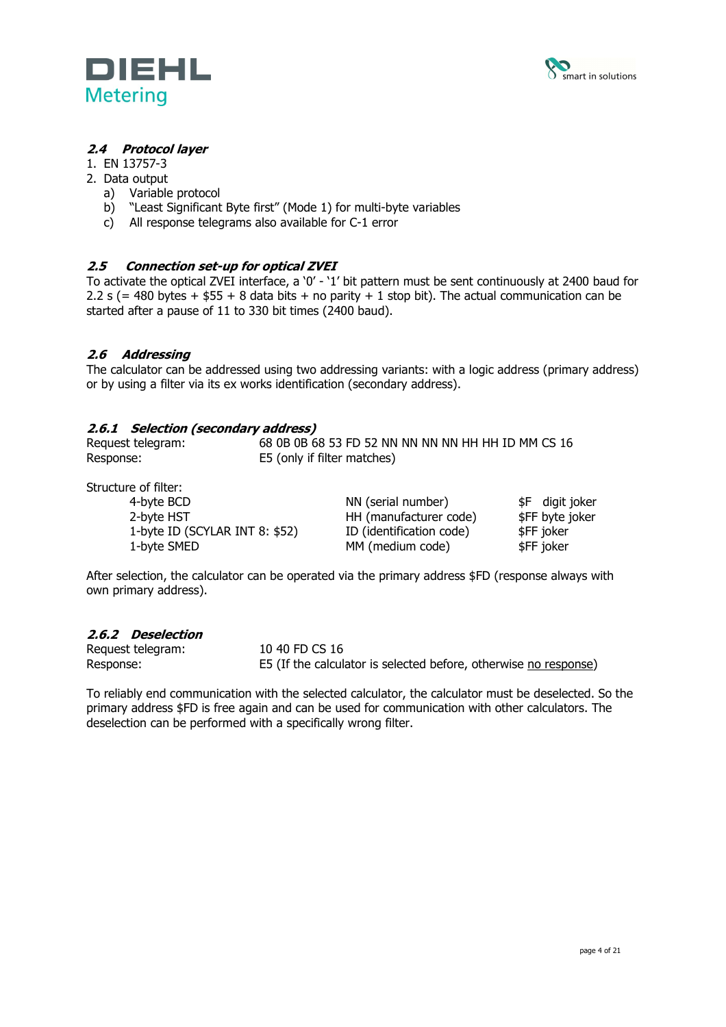### 2.4 Protocol layer

1. EN 13757-3
2. Data output
   a) Variable protocol
   b) "Least Significant Byte first" (Mode 1) for multi-byte variables
   c) All response telegrams also available for C-1 error

### 2.5 Connection set-up for optical ZVEI

To activate the optical ZVEI interface, a '0' - '1' bit pattern must be sent continuously at 2400 baud for 2.2 s (= 480 bytes + $55 + 8 data bits + no parity + 1 stop bit). The actual communication can be started after a pause of 11 to 330 bit times (2400 baud).

### 2.6 Addressing

The calculator can be addressed using two addressing variants: with a logic address (primary address) or by using a filter via its ex works identification (secondary address).

#### 2.6.1 Selection (secondary address)

| | |
|---|---|
| Request telegram: | 68 0B 0B 68 53 FD 52 NN NN NN NN HH HH ID MM CS 16 |
| Response: | E5 (only if filter matches) |

Structure of filter:

| | | |
|---|---|---|
| 4-byte BCD | NN (serial number) | $F digit joker |
| 2-byte HST | HH (manufacturer code) | $FF byte joker |
| 1-byte ID (SCYLAR INT 8: $52) | ID (identification code) | $FF joker |
| 1-byte SMED | MM (medium code) | $FF joker |

After selection, the calculator can be operated via the primary address $FD (response always with own primary address).

#### 2.6.2 Deselection

| | |
|---|---|
| Request telegram: | 10 40 FD CS 16 |
| Response: | E5 (If the calculator is selected before, otherwise no response) |

To reliably end communication with the selected calculator, the calculator must be deselected. So the primary address $FD is free again and can be used for communication with other calculators. The deselection can be performed with a specifically wrong filter.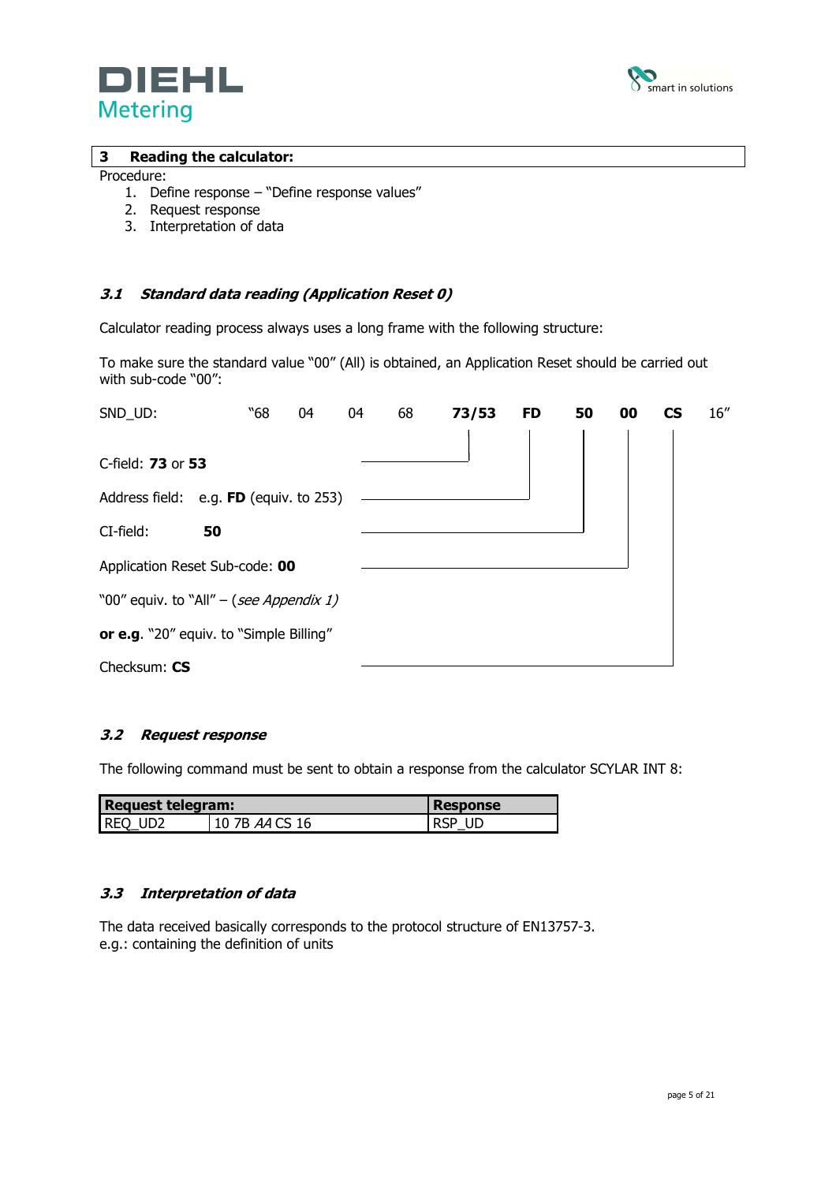## 3 Reading the calculator:

Procedure:

1. Define response – "Define response values"
2. Request response
3. Interpretation of data

### *3.1 Standard data reading (Application Reset 0)*

Calculator reading process always uses a long frame with the following structure:

To make sure the standard value "00" (All) is obtained, an Application Reset should be carried out with sub-code "00":

SND_UD: "68 04 04 68 **73/53** **FD** **50** **00** **CS** 16"

C-field: **73** or **53**

Address field: e.g. **FD** (equiv. to 253)

CI-field: **50**

Application Reset Sub-code: **00**

"00" equiv. to "All" – (*see Appendix 1)*

**or e.g**. "20" equiv. to "Simple Billing"

Checksum: **CS**

### *3.2 Request response*

The following command must be sent to obtain a response from the calculator SCYLAR INT 8:

| **Request telegram:** | | **Response** |
|---|---|---|
| REQ_UD2 | 10 7B *AA* CS 16 | RSP_UD |

### *3.3 Interpretation of data*

The data received basically corresponds to the protocol structure of EN13757-3.
e.g.: containing the definition of units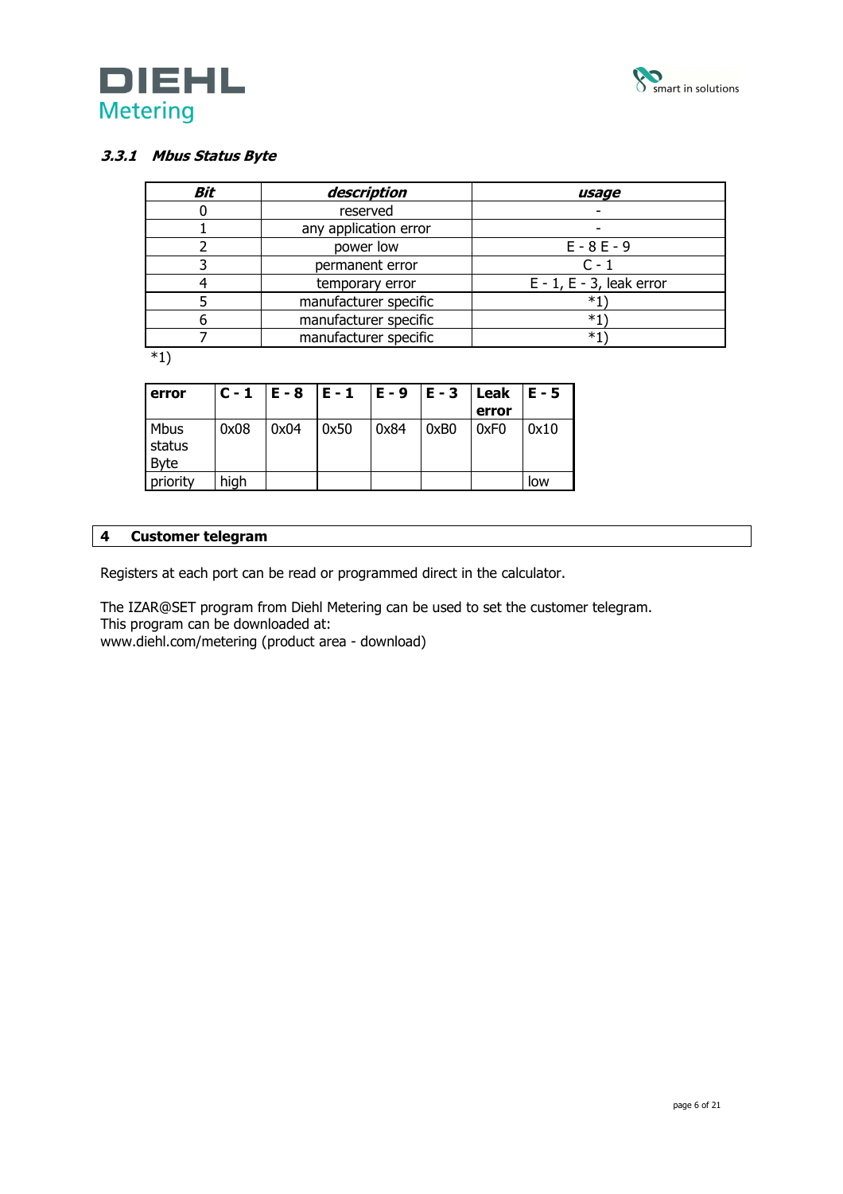### 3.3.1 *Mbus Status Byte*

| *Bit* | *description* | *usage* |
|---|---|---|
| 0 | reserved | - |
| 1 | any application error | - |
| 2 | power low | E - 8 E - 9 |
| 3 | permanent error | C - 1 |
| 4 | temporary error | E - 1, E - 3, leak error |
| 5 | manufacturer specific | *1) |
| 6 | manufacturer specific | *1) |
| 7 | manufacturer specific | *1) |

*1)

| **error** | **C - 1** | **E - 8** | **E - 1** | **E - 9** | **E - 3** | **Leak error** | **E - 5** |
|---|---|---|---|---|---|---|---|
| Mbus status Byte | 0x08 | 0x04 | 0x50 | 0x84 | 0xB0 | 0xF0 | 0x10 |
| priority | high | | | | | | low |

## 4 Customer telegram

Registers at each port can be read or programmed direct in the calculator.

The IZAR@SET program from Diehl Metering can be used to set the customer telegram.
This program can be downloaded at:
www.diehl.com/metering (product area - download)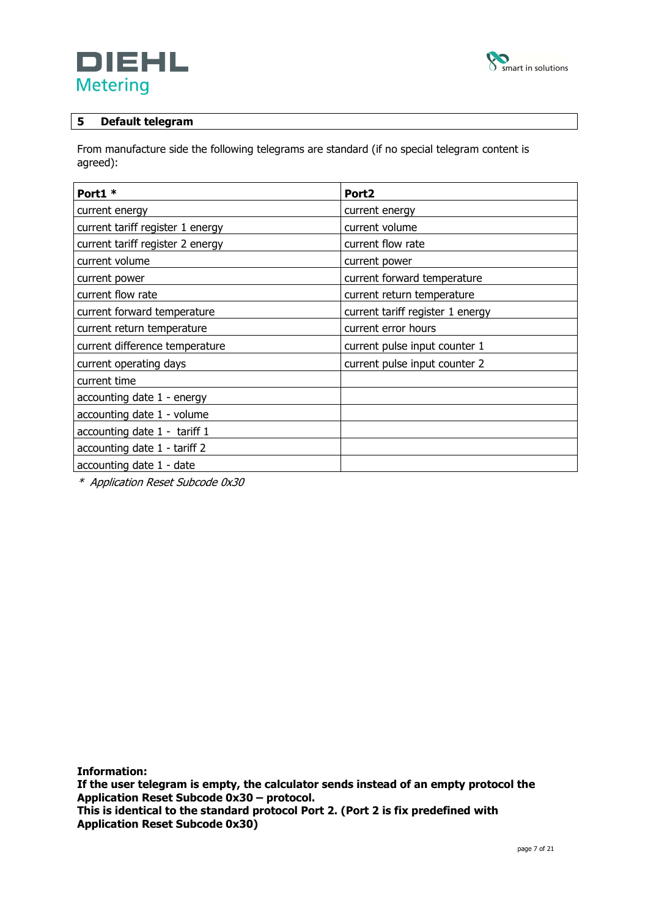## 5 Default telegram

From manufacture side the following telegrams are standard (if no special telegram content is agreed):

| **Port1 *** | **Port2** |
|---|---|
| current energy | current energy |
| current tariff register 1 energy | current volume |
| current tariff register 2 energy | current flow rate |
| current volume | current power |
| current power | current forward temperature |
| current flow rate | current return temperature |
| current forward temperature | current tariff register 1 energy |
| current return temperature | current error hours |
| current difference temperature | current pulse input counter 1 |
| current operating days | current pulse input counter 2 |
| current time | |
| accounting date 1 - energy | |
| accounting date 1 - volume | |
| accounting date 1 - tariff 1 | |
| accounting date 1 - tariff 2 | |
| accounting date 1 - date | |

*\* Application Reset Subcode 0x30*

**Information:**
**If the user telegram is empty, the calculator sends instead of an empty protocol the Application Reset Subcode 0x30 – protocol.**
**This is identical to the standard protocol Port 2. (Port 2 is fix predefined with Application Reset Subcode 0x30)**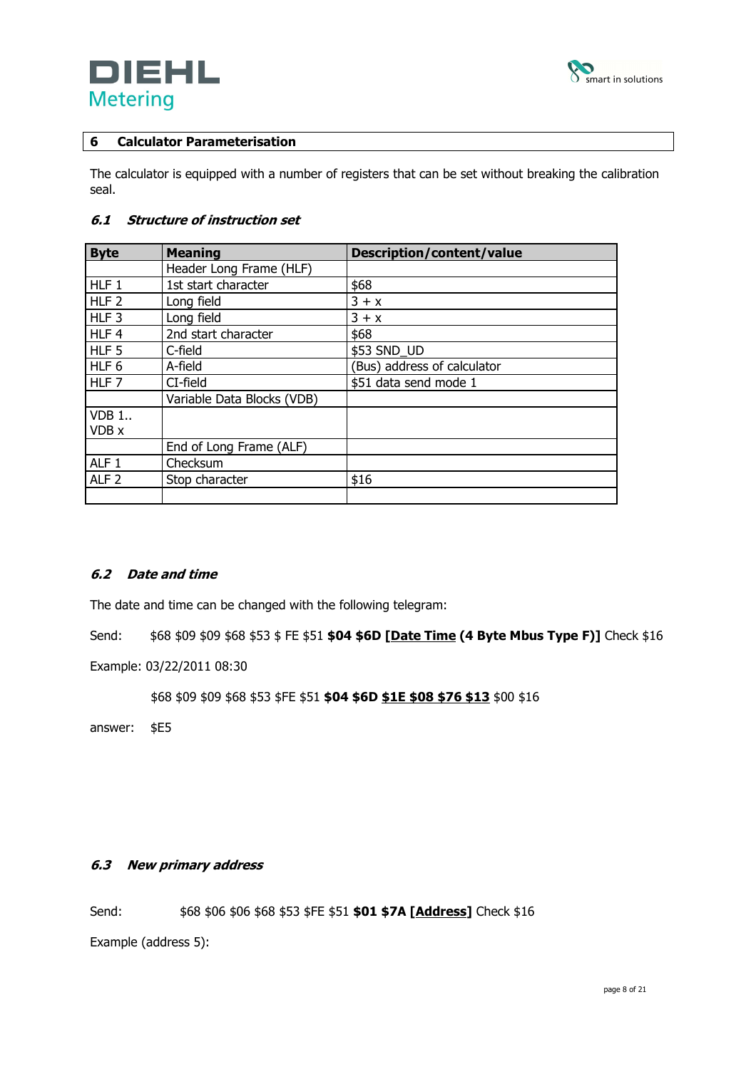## 6 Calculator Parameterisation

The calculator is equipped with a number of registers that can be set without breaking the calibration seal.

### *6.1 Structure of instruction set*

| Byte | Meaning | Description/content/value |
|---|---|---|
| | Header Long Frame (HLF) | |
| HLF 1 | 1st start character | $68 |
| HLF 2 | Long field | 3 + x |
| HLF 3 | Long field | 3 + x |
| HLF 4 | 2nd start character | $68 |
| HLF 5 | C-field | $53 SND_UD |
| HLF 6 | A-field | (Bus) address of calculator |
| HLF 7 | CI-field | $51 data send mode 1 |
| | Variable Data Blocks (VDB) | |
| VDB 1.. VDB x | | |
| | End of Long Frame (ALF) | |
| ALF 1 | Checksum | |
| ALF 2 | Stop character | $16 |
| | | |

### *6.2 Date and time*

The date and time can be changed with the following telegram:

Send: $68 $09 $09 $68 $53 $ FE $51 **$04 $6D [<u>Date Time</u> (4 Byte Mbus Type F)]** Check $16

Example: 03/22/2011 08:30

$68 $09 $09 $68 $53 $FE $51 **$04 $6D <u>$1E $08 $76 $13</u>** $00 $16

answer: $E5

### *6.3 New primary address*

Send: $68 $06 $06 $68 $53 $FE $51 **$01 $7A [<u>Address</u>]** Check $16

Example (address 5):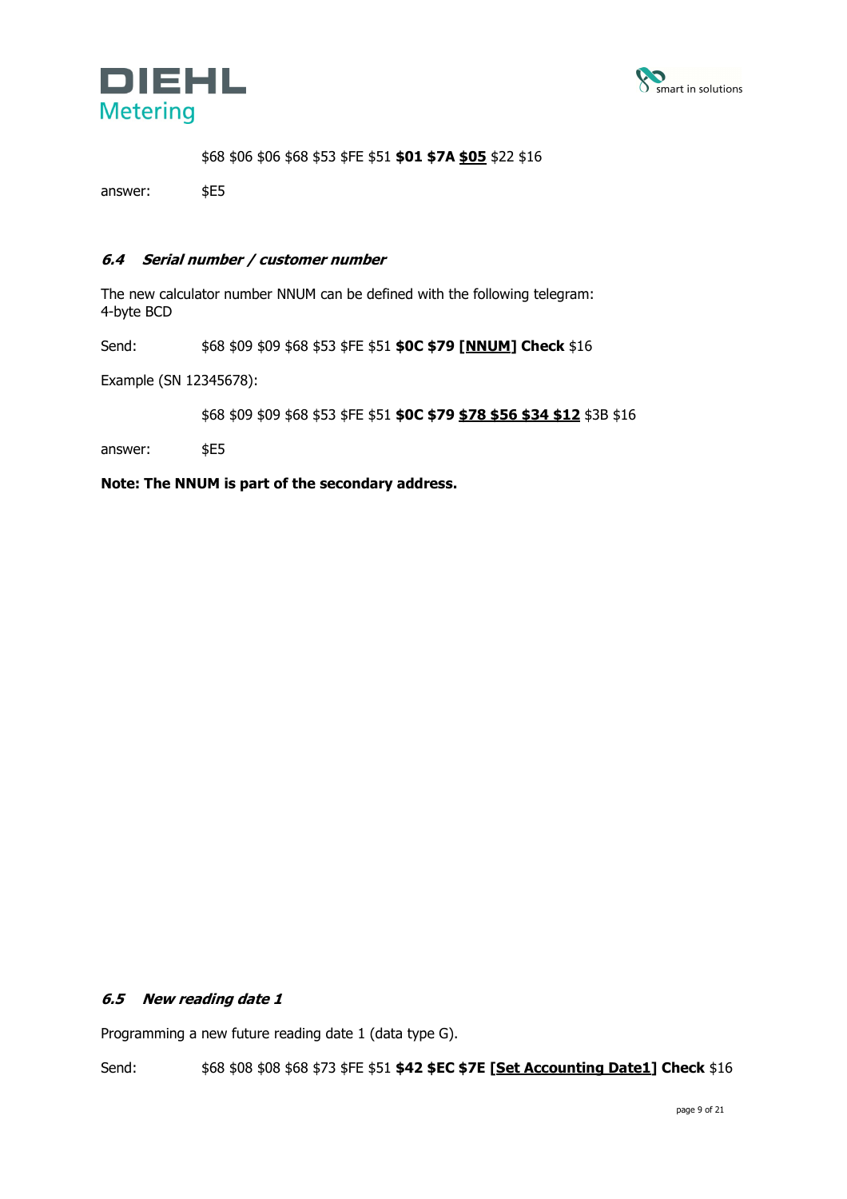$68 $06 $06 $68 $53 $FE $51 **$01 $7A <u>$05</u>** $22 $16

answer: $E5

### *6.4 Serial number / customer number*

The new calculator number NNUM can be defined with the following telegram:
4-byte BCD

Send: $68 $09 $09 $68 $53 $FE $51 **$0C $79 [<u>NNUM</u>] Check** $16

Example (SN 12345678):

$68 $09 $09 $68 $53 $FE $51 **$0C $79 <u>$78 $56 $34 $12</u>** $3B $16

answer: $E5

**Note: The NNUM is part of the secondary address.**

### *6.5 New reading date 1*

Programming a new future reading date 1 (data type G).

Send: $68 $08 $08 $68 $73 $FE $51 **$42 $EC $7E [<u>Set Accounting Date1</u>] Check** $16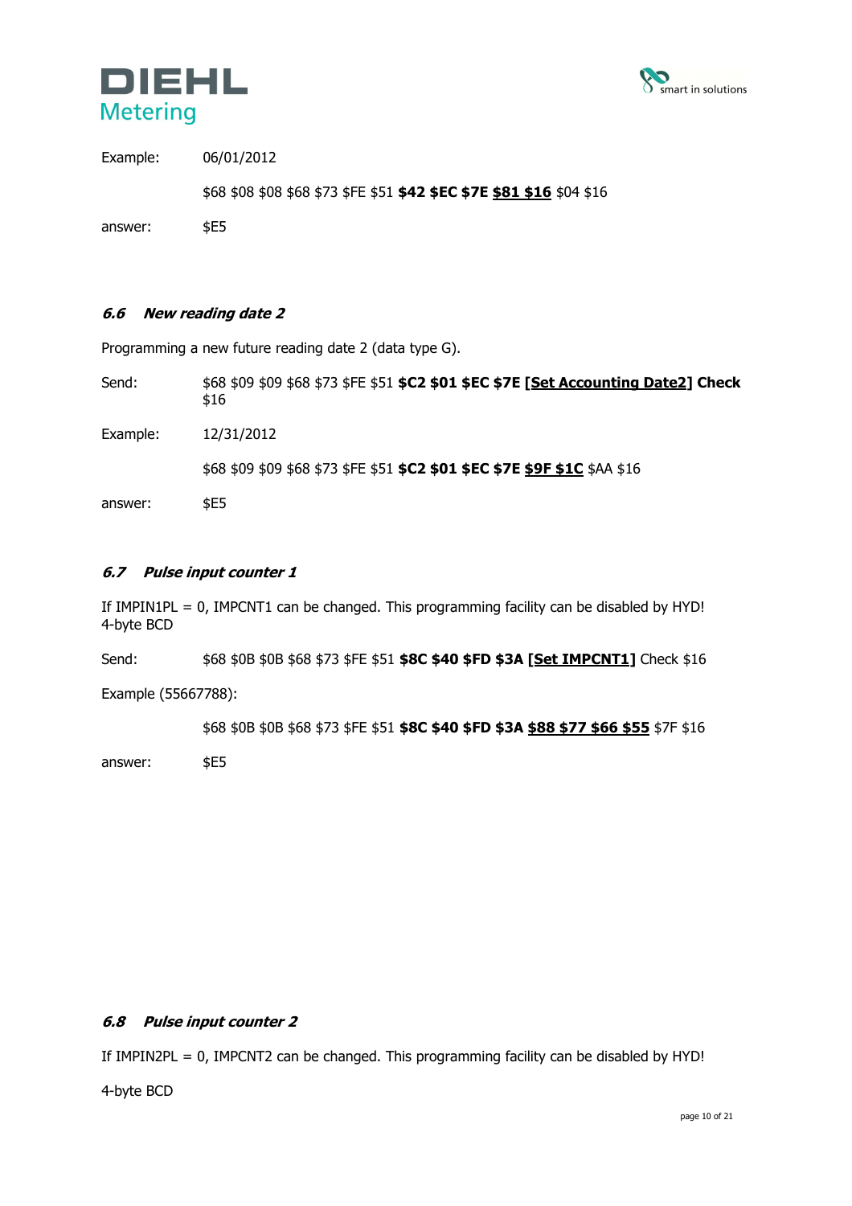Example: 06/01/2012

$68 $08 $08 $68 $73 $FE $51 **$42 $EC $7E** **<u>$81 $16</u>** $04 $16

answer: $E5

### *6.6 New reading date 2*

Programming a new future reading date 2 (data type G).

Send: $68 $09 $09 $68 $73 $FE $51 **$C2 $01 $EC $7E [<u>Set Accounting Date2</u>] Check** $16

Example: 12/31/2012

$68 $09 $09 $68 $73 $FE $51 **$C2 $01 $EC $7E** **<u>$9F $1C</u>** $AA $16

answer: $E5

### *6.7 Pulse input counter 1*

If IMPIN1PL = 0, IMPCNT1 can be changed. This programming facility can be disabled by HYD!
4-byte BCD

Send: $68 $0B $0B $68 $73 $FE $51 **$8C $40 $FD $3A [<u>Set IMPCNT1</u>]** Check $16

Example (55667788):

$68 $0B $0B $68 $73 $FE $51 **$8C $40 $FD $3A** **<u>$88 $77 $66 $55</u>** $7F $16

answer: $E5

### *6.8 Pulse input counter 2*

If IMPIN2PL = 0, IMPCNT2 can be changed. This programming facility can be disabled by HYD!

4-byte BCD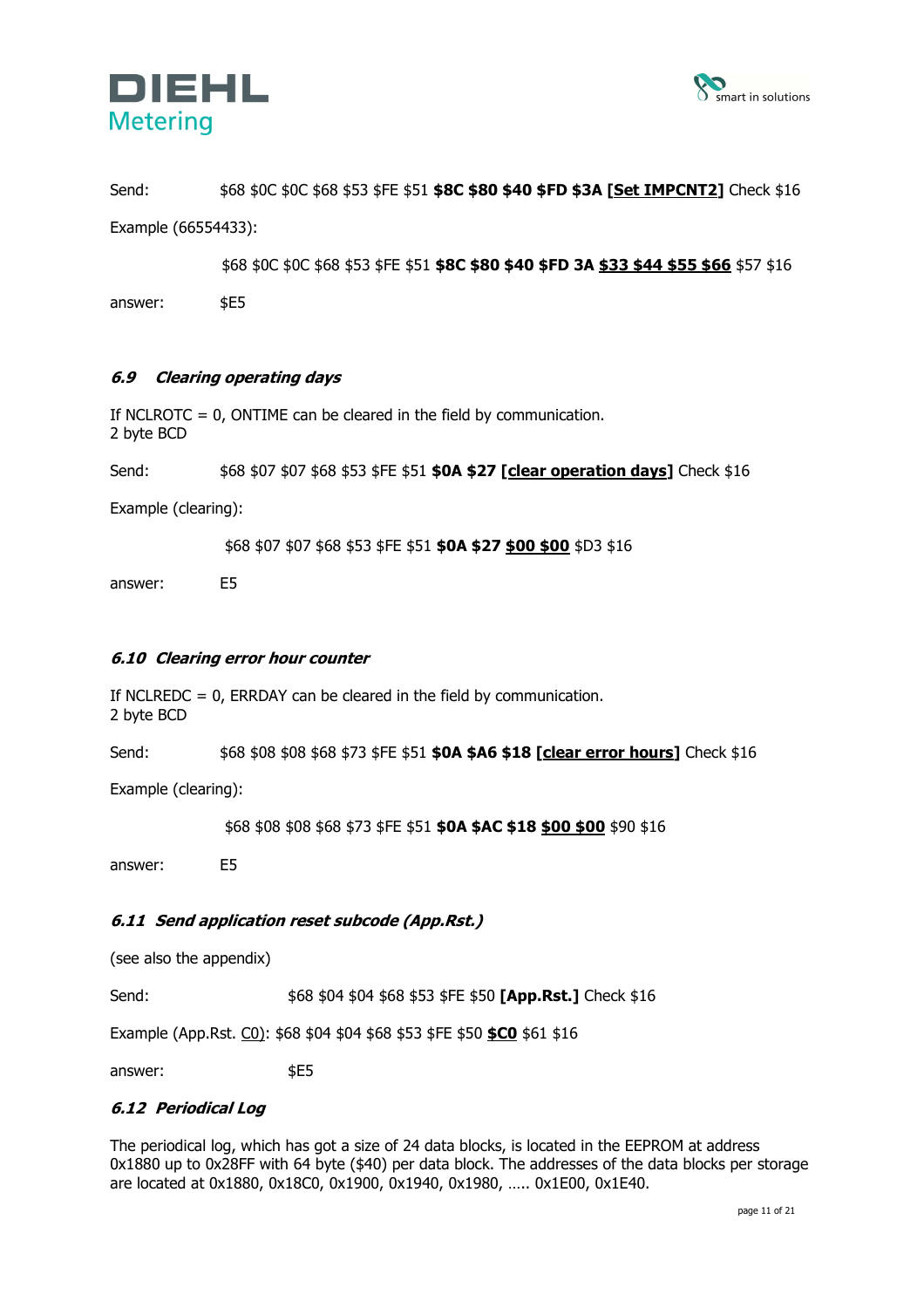Send: $68 $0C $0C $68 $53 $FE $51 **$8C $80 $40 $FD $3A** **[Set IMPCNT2]** Check $16

Example (66554433):

$68 $0C $0C $68 $53 $FE $51 **$8C $80 $40 $FD 3A** **$33 $44 $55 $66** $57 $16

answer: $E5

### *6.9 Clearing operating days*

If NCLROTC = 0, ONTIME can be cleared in the field by communication.
2 byte BCD

Send: $68 $07 $07 $68 $53 $FE $51 **$0A $27** **[clear operation days]** Check $16

Example (clearing):

$68 $07 $07 $68 $53 $FE $51 **$0A $27** **$00 $00** $D3 $16

answer: E5

### *6.10 Clearing error hour counter*

If NCLREDC = 0, ERRDAY can be cleared in the field by communication.
2 byte BCD

Send: $68 $08 $08 $68 $73 $FE $51 **$0A $A6 $18** **[clear error hours]** Check $16

Example (clearing):

$68 $08 $08 $68 $73 $FE $51 **$0A $AC $18** **$00 $00** $90 $16

answer: E5

### *6.11 Send application reset subcode (App.Rst.)*

(see also the appendix)

Send: $68 $04 $04 $68 $53 $FE $50 **[App.Rst.]** Check $16

Example (App.Rst. C0): $68 $04 $04 $68 $53 $FE $50 **$C0** $61 $16

answer: $E5

### *6.12 Periodical Log*

The periodical log, which has got a size of 24 data blocks, is located in the EEPROM at address 0x1880 up to 0x28FF with 64 byte ($40) per data block. The addresses of the data blocks per storage are located at 0x1880, 0x18C0, 0x1900, 0x1940, 0x1980, ….. 0x1E00, 0x1E40.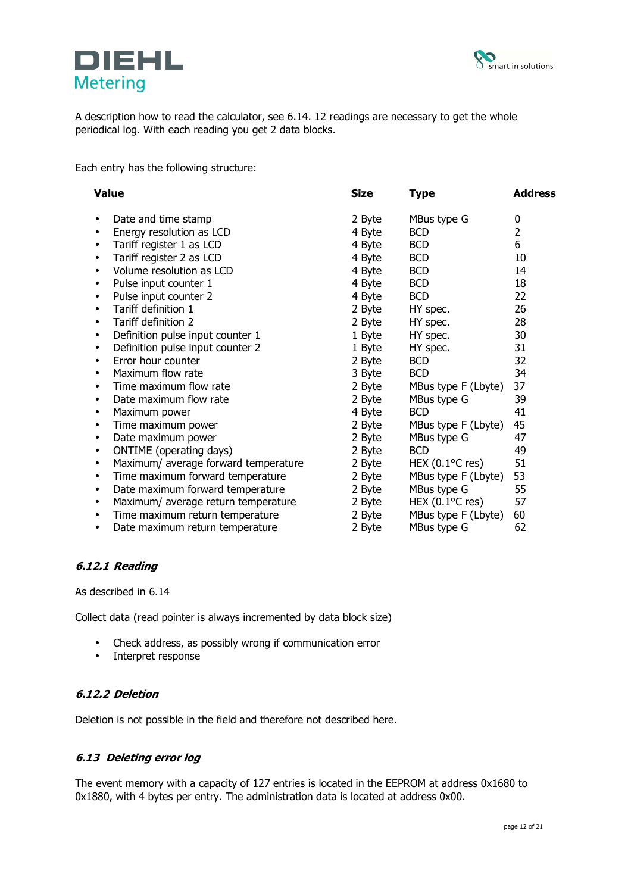A description how to read the calculator, see 6.14. 12 readings are necessary to get the whole periodical log. With each reading you get 2 data blocks.

Each entry has the following structure:

| Value | Size | Type | Address |
|---|---|---|---|
| • Date and time stamp | 2 Byte | MBus type G | 0 |
| • Energy resolution as LCD | 4 Byte | BCD | 2 |
| • Tariff register 1 as LCD | 4 Byte | BCD | 6 |
| • Tariff register 2 as LCD | 4 Byte | BCD | 10 |
| • Volume resolution as LCD | 4 Byte | BCD | 14 |
| • Pulse input counter 1 | 4 Byte | BCD | 18 |
| • Pulse input counter 2 | 4 Byte | BCD | 22 |
| • Tariff definition 1 | 2 Byte | HY spec. | 26 |
| • Tariff definition 2 | 2 Byte | HY spec. | 28 |
| • Definition pulse input counter 1 | 1 Byte | HY spec. | 30 |
| • Definition pulse input counter 2 | 1 Byte | HY spec. | 31 |
| • Error hour counter | 2 Byte | BCD | 32 |
| • Maximum flow rate | 3 Byte | BCD | 34 |
| • Time maximum flow rate | 2 Byte | MBus type F (Lbyte) | 37 |
| • Date maximum flow rate | 2 Byte | MBus type G | 39 |
| • Maximum power | 4 Byte | BCD | 41 |
| • Time maximum power | 2 Byte | MBus type F (Lbyte) | 45 |
| • Date maximum power | 2 Byte | MBus type G | 47 |
| • ONTIME (operating days) | 2 Byte | BCD | 49 |
| • Maximum/ average forward temperature | 2 Byte | HEX (0.1°C res) | 51 |
| • Time maximum forward temperature | 2 Byte | MBus type F (Lbyte) | 53 |
| • Date maximum forward temperature | 2 Byte | MBus type G | 55 |
| • Maximum/ average return temperature | 2 Byte | HEX (0.1°C res) | 57 |
| • Time maximum return temperature | 2 Byte | MBus type F (Lbyte) | 60 |
| • Date maximum return temperature | 2 Byte | MBus type G | 62 |

### *6.12.1 Reading*

As described in 6.14

Collect data (read pointer is always incremented by data block size)

- Check address, as possibly wrong if communication error
- Interpret response

### *6.12.2 Deletion*

Deletion is not possible in the field and therefore not described here.

## *6.13 Deleting error log*

The event memory with a capacity of 127 entries is located in the EEPROM at address 0x1680 to 0x1880, with 4 bytes per entry. The administration data is located at address 0x00.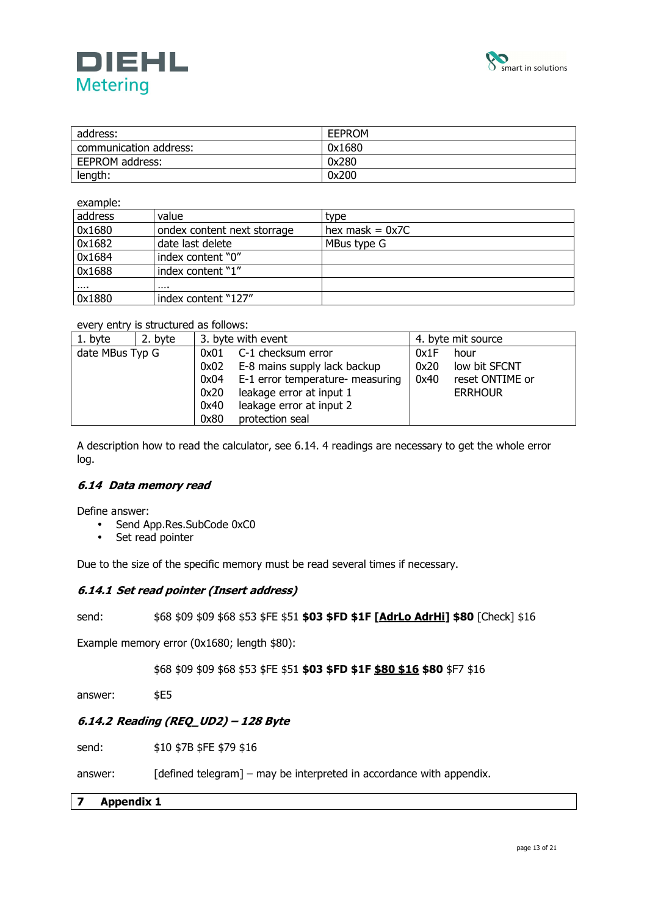| address: | EEPROM |
|---|---|
| communication address: | 0x1680 |
| EEPROM address: | 0x280 |
| length: | 0x200 |

example:

| address | value | type |
|---|---|---|
| 0x1680 | ondex content next storrage | hex mask = 0x7C |
| 0x1682 | date last delete | MBus type G |
| 0x1684 | index content "0" | |
| 0x1688 | index content "1" | |
| .... | .... | |
| 0x1880 | index content "127" | |

every entry is structured as follows:

| 1. byte | 2. byte | 3. byte with event | 4. byte mit source |
|---|---|---|---|
| date MBus Typ G | | 0x01 C-1 checksum error | 0x1F hour |
| | | 0x02 E-8 mains supply lack backup | 0x20 low bit SFCNT |
| | | 0x04 E-1 error temperature- measuring | 0x40 reset ONTIME or ERRHOUR |
| | | 0x20 leakage error at input 1 | |
| | | 0x40 leakage error at input 2 | |
| | | 0x80 protection seal | |

A description how to read the calculator, see 6.14. 4 readings are necessary to get the whole error log.

### *6.14 Data memory read*

Define answer:

- Send App.Res.SubCode 0xC0
- Set read pointer

Due to the size of the specific memory must be read several times if necessary.

#### *6.14.1 Set read pointer (Insert address)*

send: $68 $09 $09 $68 $53 $FE $51 **$03 $FD $1F [AdrLo AdrHi] $80** [Check] $16

Example memory error (0x1680; length $80):

$68 $09 $09 $68 $53 $FE $51 **$03 $FD $1F $80 $16 $80** $F7 $16

answer: $E5

#### *6.14.2 Reading (REQ_UD2) – 128 Byte*

send: $10 $7B $FE $79 $16

answer: [defined telegram] – may be interpreted in accordance with appendix.

## 7 Appendix 1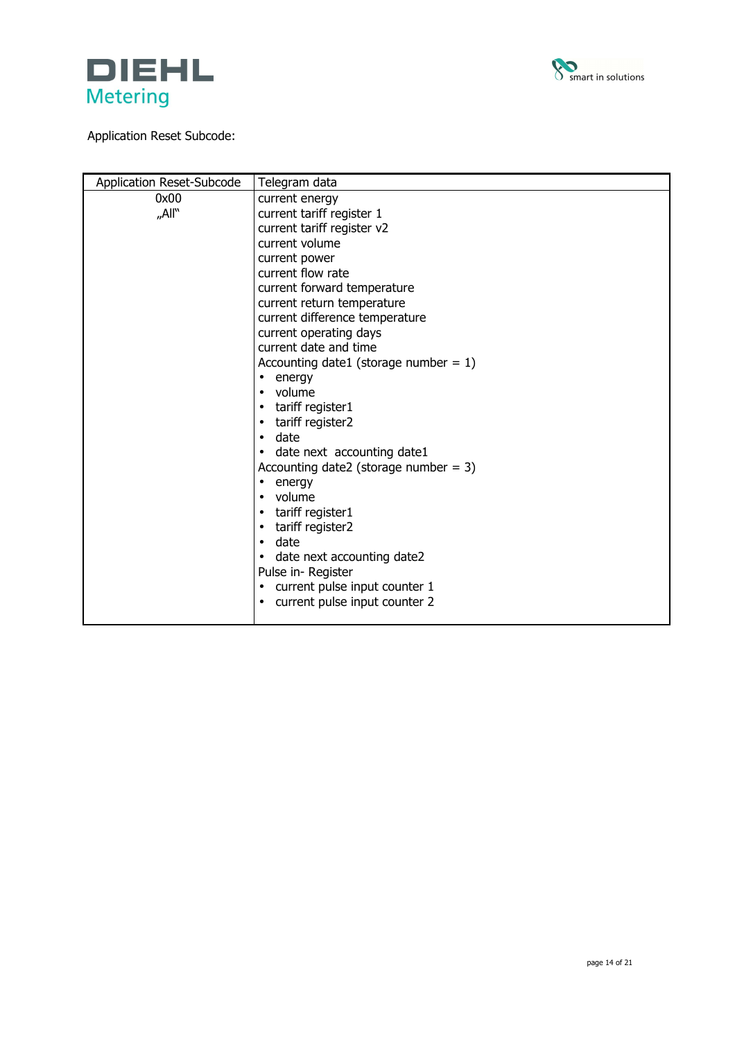Application Reset Subcode:

| Application Reset-Subcode | Telegram data |
|---|---|
| 0x00<br>„All" | current energy<br>current tariff register 1<br>current tariff register v2<br>current volume<br>current power<br>current flow rate<br>current forward temperature<br>current return temperature<br>current difference temperature<br>current operating days<br>current date and time<br>Accounting date1 (storage number = 1)<br>• energy<br>• volume<br>• tariff register1<br>• tariff register2<br>• date<br>• date next accounting date1<br>Accounting date2 (storage number = 3)<br>• energy<br>• volume<br>• tariff register1<br>• tariff register2<br>• date<br>• date next accounting date2<br>Pulse in- Register<br>• current pulse input counter 1<br>• current pulse input counter 2 |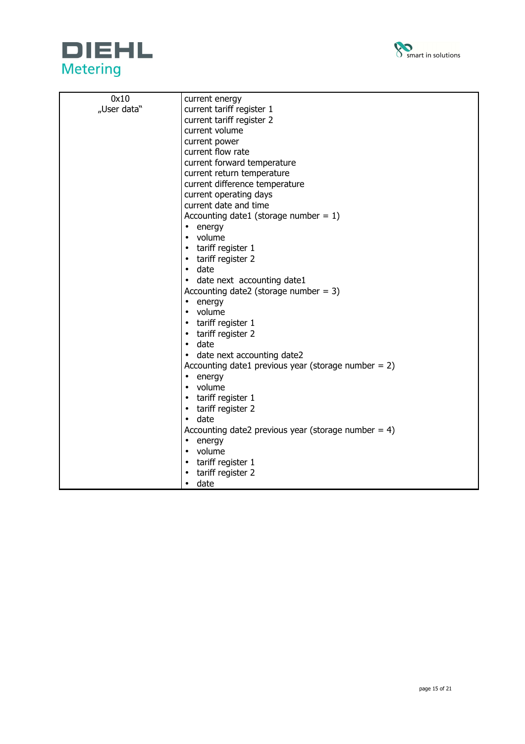| 0x10 „User data“ | current energy<br>current tariff register 1<br>current tariff register 2<br>current volume<br>current power<br>current flow rate<br>current forward temperature<br>current return temperature<br>current difference temperature<br>current operating days<br>current date and time<br>Accounting date1 (storage number = 1)<br>• energy<br>• volume<br>• tariff register 1<br>• tariff register 2<br>• date<br>• date next accounting date1<br>Accounting date2 (storage number = 3)<br>• energy<br>• volume<br>• tariff register 1<br>• tariff register 2<br>• date<br>• date next accounting date2<br>Accounting date1 previous year (storage number = 2)<br>• energy<br>• volume<br>• tariff register 1<br>• tariff register 2<br>• date<br>Accounting date2 previous year (storage number = 4)<br>• energy<br>• volume<br>• tariff register 1<br>• tariff register 2<br>• date |
|---|---|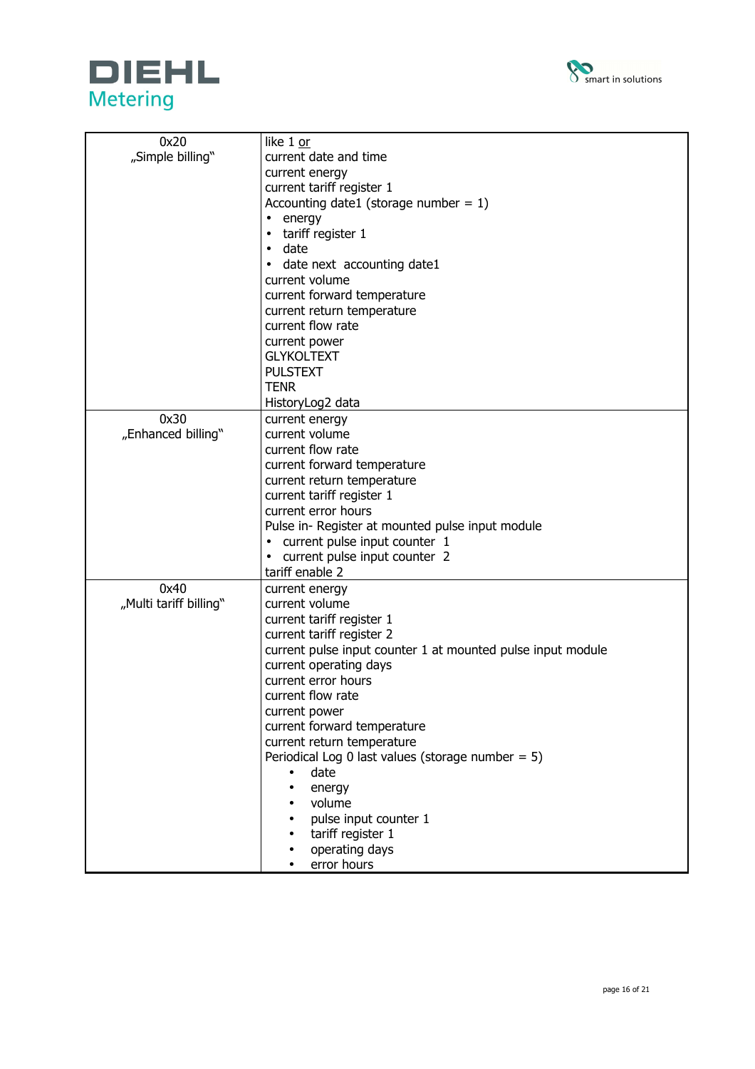| | |
|---|---|
| 0x20<br>„Simple billing" | like 1 <u>or</u><br>current date and time<br>current energy<br>current tariff register 1<br>Accounting date1 (storage number = 1)<br>• energy<br>• tariff register 1<br>• date<br>• date next accounting date1<br>current volume<br>current forward temperature<br>current return temperature<br>current flow rate<br>current power<br>GLYKOLTEXT<br>PULSTEXT<br>TENR<br>HistoryLog2 data |
| 0x30<br>„Enhanced billing" | current energy<br>current volume<br>current flow rate<br>current forward temperature<br>current return temperature<br>current tariff register 1<br>current error hours<br>Pulse in- Register at mounted pulse input module<br>• current pulse input counter 1<br>• current pulse input counter 2<br>tariff enable 2 |
| 0x40<br>„Multi tariff billing" | current energy<br>current volume<br>current tariff register 1<br>current tariff register 2<br>current pulse input counter 1 at mounted pulse input module<br>current operating days<br>current error hours<br>current flow rate<br>current power<br>current forward temperature<br>current return temperature<br>Periodical Log 0 last values (storage number = 5)<br>• date<br>• energy<br>• volume<br>• pulse input counter 1<br>• tariff register 1<br>• operating days<br>• error hours |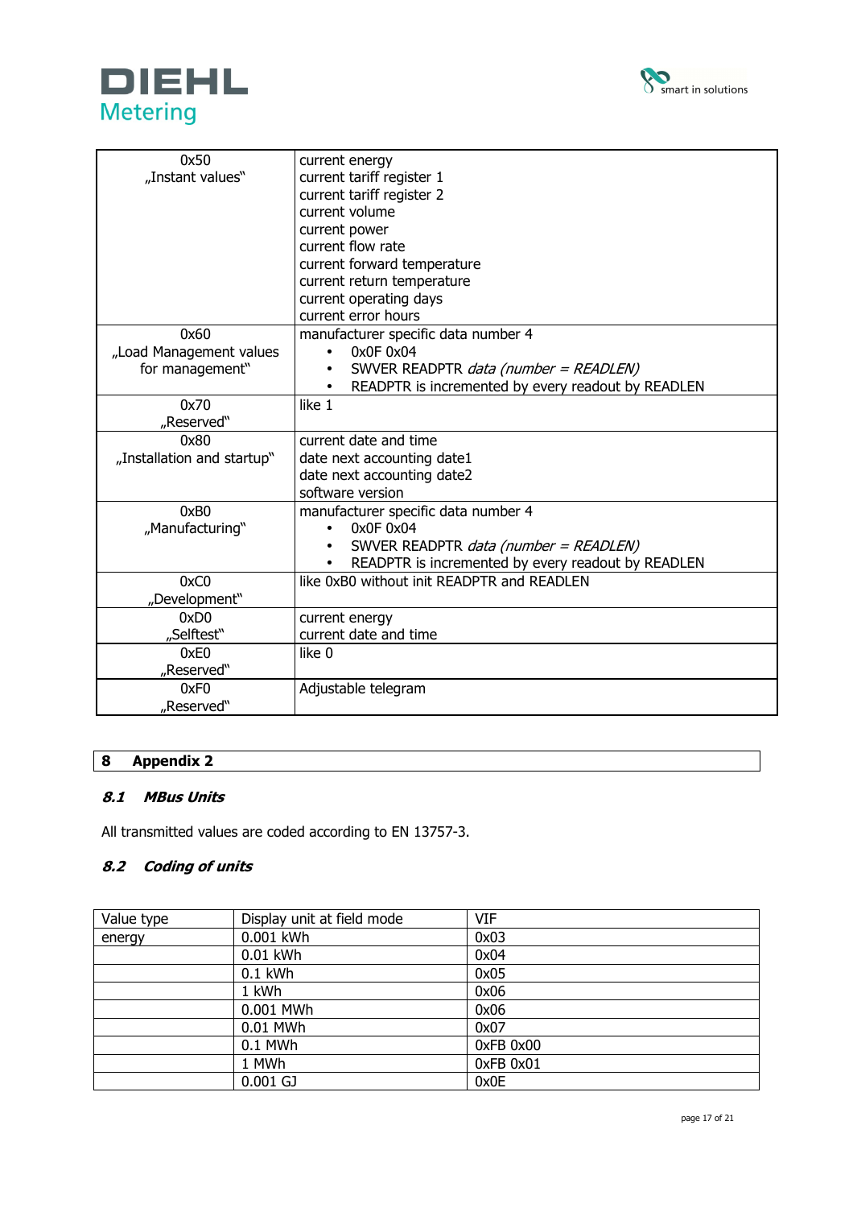| | |
|---|---|
| 0x50<br>„Instant values" | current energy<br>current tariff register 1<br>current tariff register 2<br>current volume<br>current power<br>current flow rate<br>current forward temperature<br>current return temperature<br>current operating days<br>current error hours |
| 0x60<br>„Load Management values for management" | manufacturer specific data number 4<br>• 0x0F 0x04<br>• SWVER READPTR *data (number = READLEN)*<br>• READPTR is incremented by every readout by READLEN |
| 0x70<br>„Reserved" | like 1 |
| 0x80<br>„Installation and startup" | current date and time<br>date next accounting date1<br>date next accounting date2<br>software version |
| 0xB0<br>„Manufacturing" | manufacturer specific data number 4<br>• 0x0F 0x04<br>• SWVER READPTR *data (number = READLEN)*<br>• READPTR is incremented by every readout by READLEN |
| 0xC0<br>„Development" | like 0xB0 without init READPTR and READLEN |
| 0xD0<br>„Selftest" | current energy<br>current date and time |
| 0xE0<br>„Reserved" | like 0 |
| 0xF0<br>„Reserved" | Adjustable telegram |

# 8 Appendix 2

## *8.1 MBus Units*

All transmitted values are coded according to EN 13757-3.

## *8.2 Coding of units*

| Value type | Display unit at field mode | VIF |
|---|---|---|
| energy | 0.001 kWh | 0x03 |
| | 0.01 kWh | 0x04 |
| | 0.1 kWh | 0x05 |
| | 1 kWh | 0x06 |
| | 0.001 MWh | 0x06 |
| | 0.01 MWh | 0x07 |
| | 0.1 MWh | 0xFB 0x00 |
| | 1 MWh | 0xFB 0x01 |
| | 0.001 GJ | 0x0E |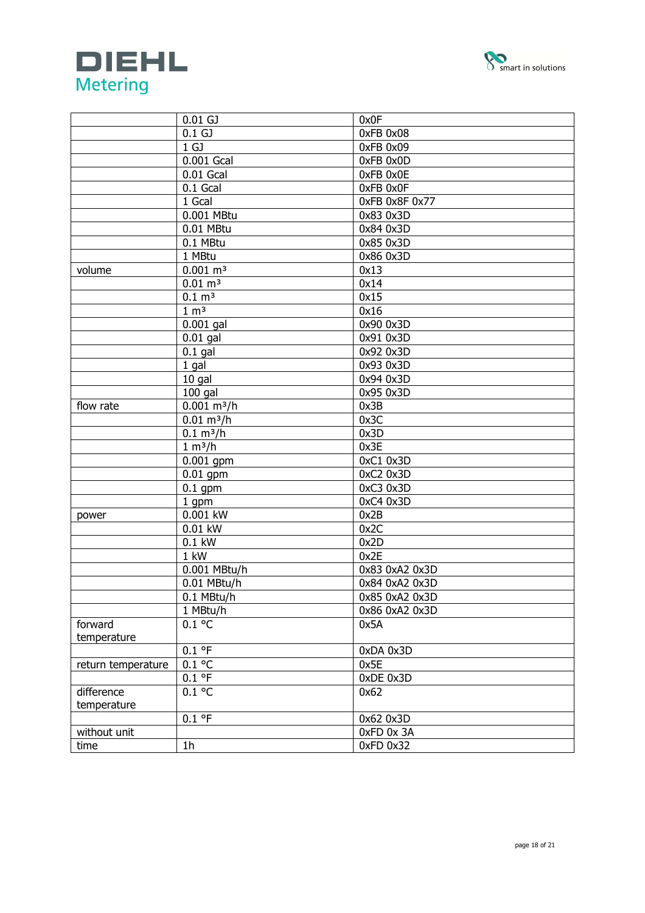| | | |
|---|---|---|
| | 0.01 GJ | 0x0F |
| | 0.1 GJ | 0xFB 0x08 |
| | 1 GJ | 0xFB 0x09 |
| | 0.001 Gcal | 0xFB 0x0D |
| | 0.01 Gcal | 0xFB 0x0E |
| | 0.1 Gcal | 0xFB 0x0F |
| | 1 Gcal | 0xFB 0x8F 0x77 |
| | 0.001 MBtu | 0x83 0x3D |
| | 0.01 MBtu | 0x84 0x3D |
| | 0.1 MBtu | 0x85 0x3D |
| | 1 MBtu | 0x86 0x3D |
| volume | 0.001 m³ | 0x13 |
| | 0.01 m³ | 0x14 |
| | 0.1 m³ | 0x15 |
| | 1 m³ | 0x16 |
| | 0.001 gal | 0x90 0x3D |
| | 0.01 gal | 0x91 0x3D |
| | 0.1 gal | 0x92 0x3D |
| | 1 gal | 0x93 0x3D |
| | 10 gal | 0x94 0x3D |
| | 100 gal | 0x95 0x3D |
| flow rate | 0.001 m³/h | 0x3B |
| | 0.01 m³/h | 0x3C |
| | 0.1 m³/h | 0x3D |
| | 1 m³/h | 0x3E |
| | 0.001 gpm | 0xC1 0x3D |
| | 0.01 gpm | 0xC2 0x3D |
| | 0.1 gpm | 0xC3 0x3D |
| | 1 gpm | 0xC4 0x3D |
| power | 0.001 kW | 0x2B |
| | 0.01 kW | 0x2C |
| | 0.1 kW | 0x2D |
| | 1 kW | 0x2E |
| | 0.001 MBtu/h | 0x83 0xA2 0x3D |
| | 0.01 MBtu/h | 0x84 0xA2 0x3D |
| | 0.1 MBtu/h | 0x85 0xA2 0x3D |
| | 1 MBtu/h | 0x86 0xA2 0x3D |
| forward temperature | 0.1 °C | 0x5A |
| | 0.1 °F | 0xDA 0x3D |
| return temperature | 0.1 °C | 0x5E |
| | 0.1 °F | 0xDE 0x3D |
| difference temperature | 0.1 °C | 0x62 |
| | 0.1 °F | 0x62 0x3D |
| without unit | | 0xFD 0x 3A |
| time | 1h | 0xFD 0x32 |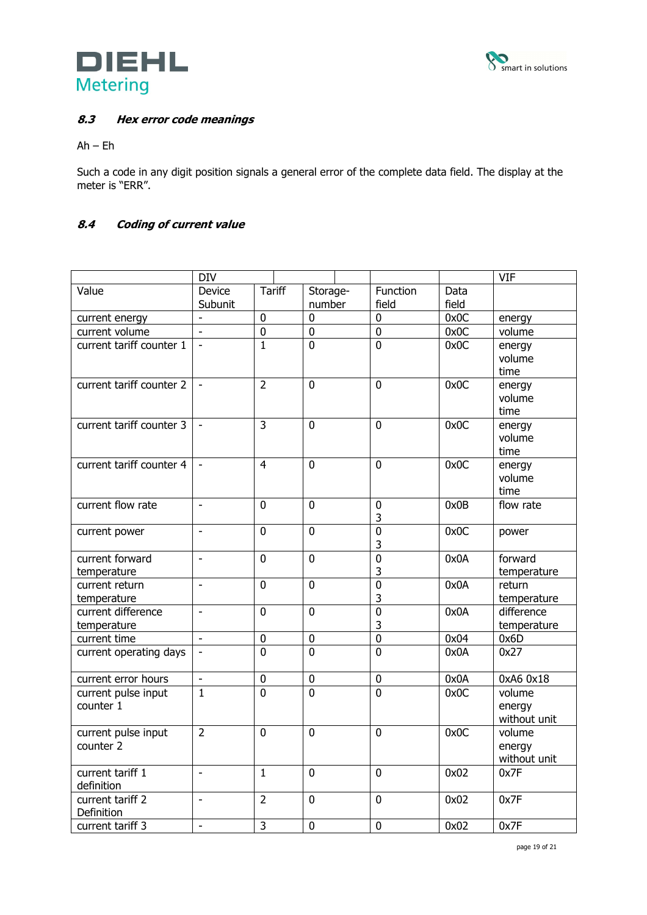### 8.3 *Hex error code meanings*

Ah – Eh

Such a code in any digit position signals a general error of the complete data field. The display at the meter is “ERR”.

### 8.4 *Coding of current value*

| | DIV | | | | | VIF |
|---|---|---|---|---|---|---|
| Value | Device Subunit | Tariff | Storage-number | Function field | Data field | |
| current energy | - | 0 | 0 | 0 | 0x0C | energy |
| current volume | - | 0 | 0 | 0 | 0x0C | volume |
| current tariff counter 1 | - | 1 | 0 | 0 | 0x0C | energy volume time |
| current tariff counter 2 | - | 2 | 0 | 0 | 0x0C | energy volume time |
| current tariff counter 3 | - | 3 | 0 | 0 | 0x0C | energy volume time |
| current tariff counter 4 | - | 4 | 0 | 0 | 0x0C | energy volume time |
| current flow rate | - | 0 | 0 | 0 3 | 0x0B | flow rate |
| current power | - | 0 | 0 | 0 3 | 0x0C | power |
| current forward temperature | - | 0 | 0 | 0 3 | 0x0A | forward temperature |
| current return temperature | - | 0 | 0 | 0 3 | 0x0A | return temperature |
| current difference temperature | - | 0 | 0 | 0 3 | 0x0A | difference temperature |
| current time | - | 0 | 0 | 0 | 0x04 | 0x6D |
| current operating days | - | 0 | 0 | 0 | 0x0A | 0x27 |
| current error hours | - | 0 | 0 | 0 | 0x0A | 0xA6 0x18 |
| current pulse input counter 1 | 1 | 0 | 0 | 0 | 0x0C | volume energy without unit |
| current pulse input counter 2 | 2 | 0 | 0 | 0 | 0x0C | volume energy without unit |
| current tariff 1 definition | - | 1 | 0 | 0 | 0x02 | 0x7F |
| current tariff 2 Definition | - | 2 | 0 | 0 | 0x02 | 0x7F |
| current tariff 3 | - | 3 | 0 | 0 | 0x02 | 0x7F |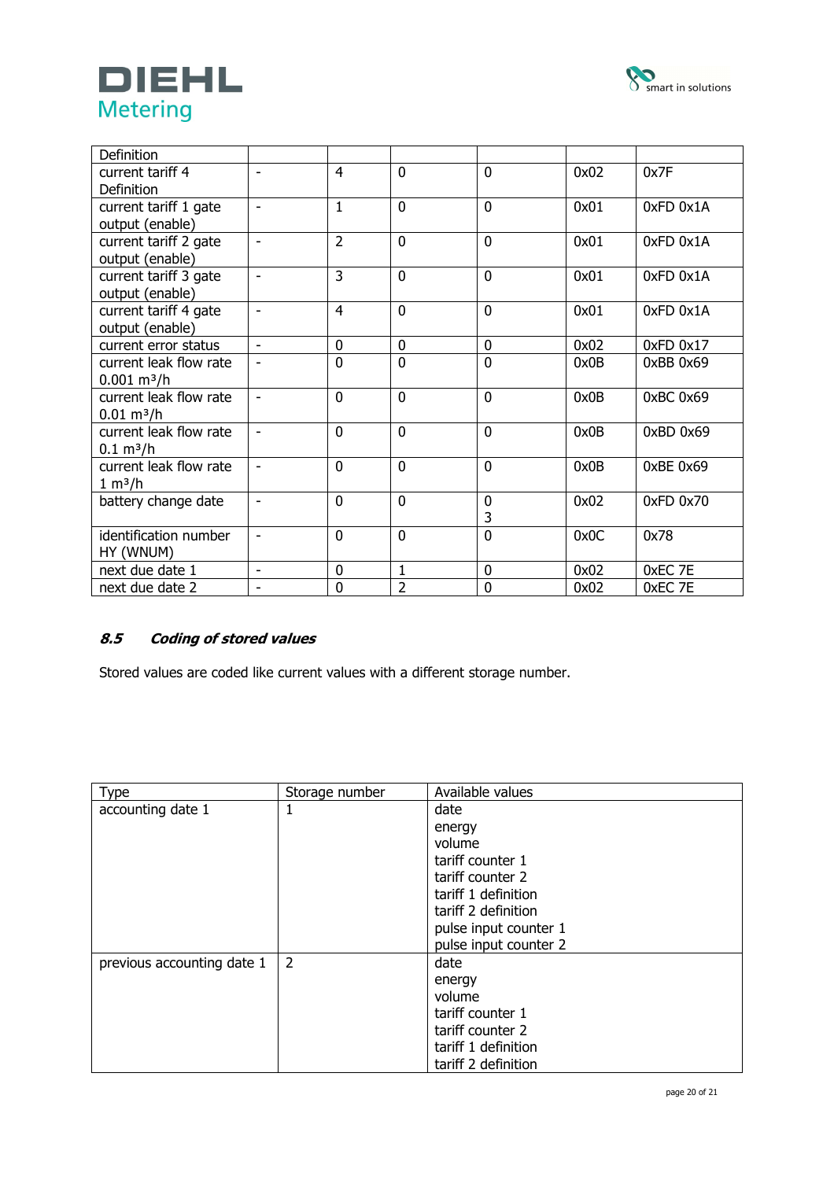| Definition | | | | | | |
|---|---|---|---|---|---|---|
| current tariff 4 Definition | - | 4 | 0 | 0 | 0x02 | 0x7F |
| current tariff 1 gate output (enable) | - | 1 | 0 | 0 | 0x01 | 0xFD 0x1A |
| current tariff 2 gate output (enable) | - | 2 | 0 | 0 | 0x01 | 0xFD 0x1A |
| current tariff 3 gate output (enable) | - | 3 | 0 | 0 | 0x01 | 0xFD 0x1A |
| current tariff 4 gate output (enable) | - | 4 | 0 | 0 | 0x01 | 0xFD 0x1A |
| current error status | - | 0 | 0 | 0 | 0x02 | 0xFD 0x17 |
| current leak flow rate 0.001 m³/h | - | 0 | 0 | 0 | 0x0B | 0xBB 0x69 |
| current leak flow rate 0.01 m³/h | - | 0 | 0 | 0 | 0x0B | 0xBC 0x69 |
| current leak flow rate 0.1 m³/h | - | 0 | 0 | 0 | 0x0B | 0xBD 0x69 |
| current leak flow rate 1 m³/h | - | 0 | 0 | 0 | 0x0B | 0xBE 0x69 |
| battery change date | - | 0 | 0 | 0 3 | 0x02 | 0xFD 0x70 |
| identification number HY (WNUM) | - | 0 | 0 | 0 | 0x0C | 0x78 |
| next due date 1 | - | 0 | 1 | 0 | 0x02 | 0xEC 7E |
| next due date 2 | - | 0 | 2 | 0 | 0x02 | 0xEC 7E |

## *8.5 Coding of stored values*

Stored values are coded like current values with a different storage number.

| Type | Storage number | Available values |
|---|---|---|
| accounting date 1 | 1 | date<br>energy<br>volume<br>tariff counter 1<br>tariff counter 2<br>tariff 1 definition<br>tariff 2 definition<br>pulse input counter 1<br>pulse input counter 2 |
| previous accounting date 1 | 2 | date<br>energy<br>volume<br>tariff counter 1<br>tariff counter 2<br>tariff 1 definition<br>tariff 2 definition |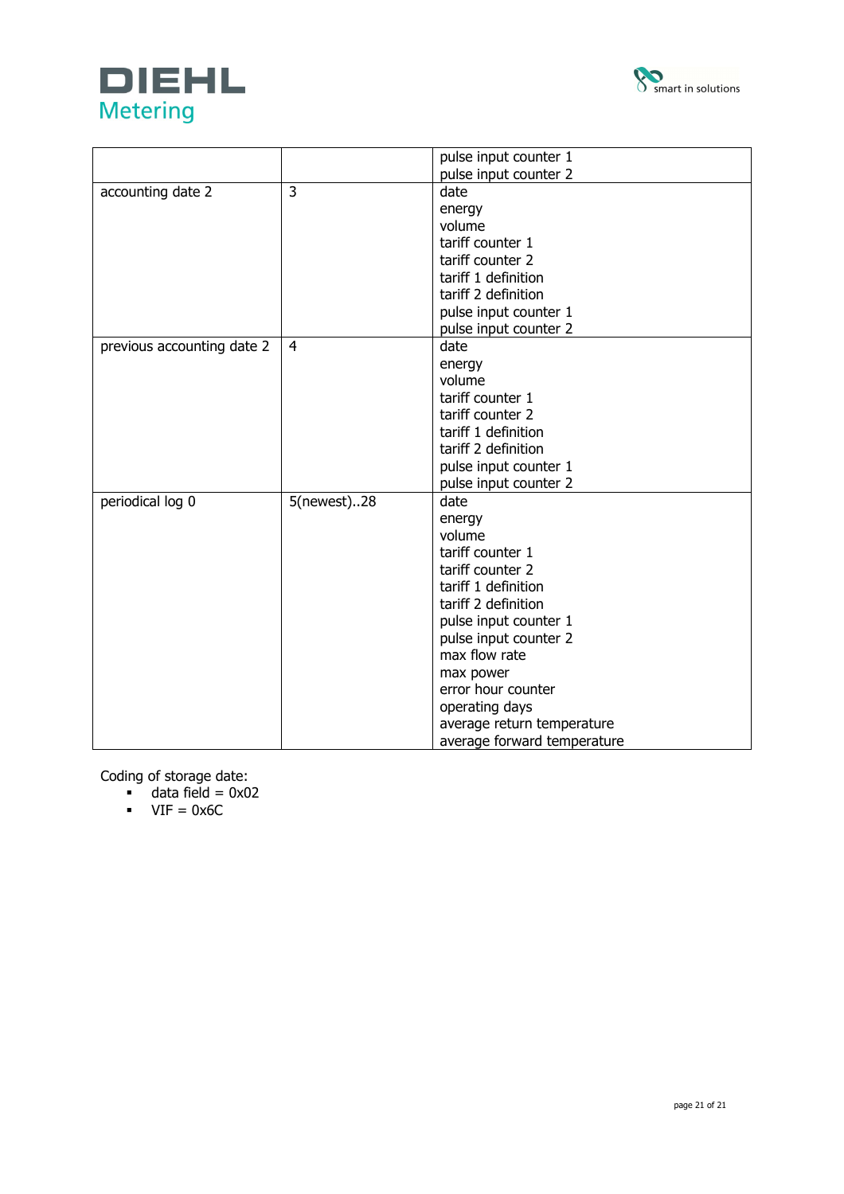| | | |
|---|---|---|
| | | pulse input counter 1<br>pulse input counter 2 |
| accounting date 2 | 3 | date<br>energy<br>volume<br>tariff counter 1<br>tariff counter 2<br>tariff 1 definition<br>tariff 2 definition<br>pulse input counter 1<br>pulse input counter 2 |
| previous accounting date 2 | 4 | date<br>energy<br>volume<br>tariff counter 1<br>tariff counter 2<br>tariff 1 definition<br>tariff 2 definition<br>pulse input counter 1<br>pulse input counter 2 |
| periodical log 0 | 5(newest)..28 | date<br>energy<br>volume<br>tariff counter 1<br>tariff counter 2<br>tariff 1 definition<br>tariff 2 definition<br>pulse input counter 1<br>pulse input counter 2<br>max flow rate<br>max power<br>error hour counter<br>operating days<br>average return temperature<br>average forward temperature |

Coding of storage date:

- data field = 0x02
- VIF = 0x6C